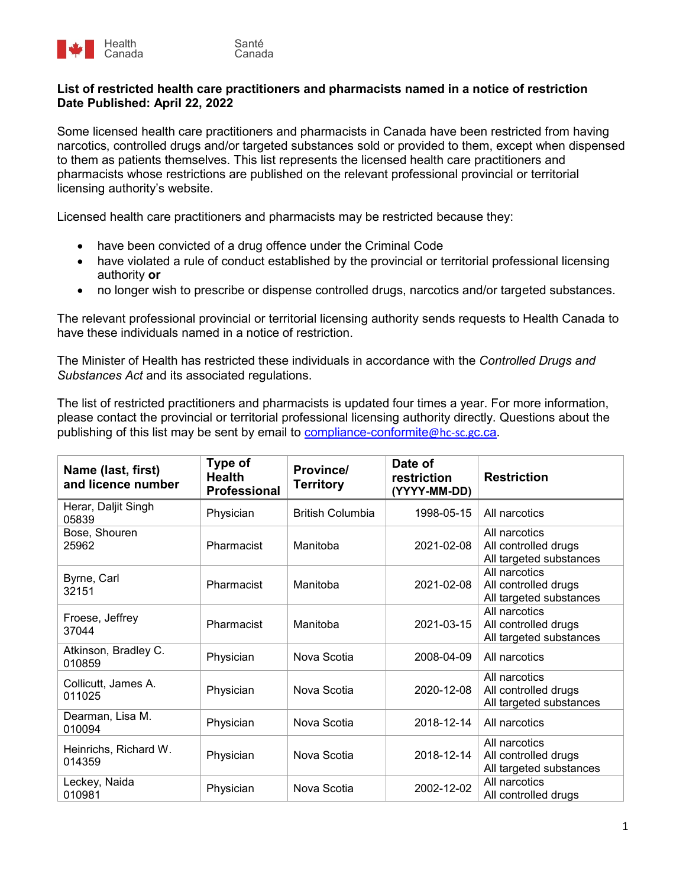Health Canada    Santé Canada

**List of restricted health care practitioners and pharmacists named in a notice of restriction**
**Date Published: April 22, 2022**

Some licensed health care practitioners and pharmacists in Canada have been restricted from having narcotics, controlled drugs and/or targeted substances sold or provided to them, except when dispensed to them as patients themselves. This list represents the licensed health care practitioners and pharmacists whose restrictions are published on the relevant professional provincial or territorial licensing authority's website.

Licensed health care practitioners and pharmacists may be restricted because they:

- have been convicted of a drug offence under the Criminal Code
- have violated a rule of conduct established by the provincial or territorial professional licensing authority **or**
- no longer wish to prescribe or dispense controlled drugs, narcotics and/or targeted substances.

The relevant professional provincial or territorial licensing authority sends requests to Health Canada to have these individuals named in a notice of restriction.

The Minister of Health has restricted these individuals in accordance with the *Controlled Drugs and Substances Act* and its associated regulations.

The list of restricted practitioners and pharmacists is updated four times a year. For more information, please contact the provincial or territorial professional licensing authority directly. Questions about the publishing of this list may be sent by email to compliance-conformite@hc-sc.gc.ca.

| Name (last, first) and licence number | Type of Health Professional | Province/ Territory | Date of restriction (YYYY-MM-DD) | Restriction |
|---|---|---|---|---|
| Herar, Daljit Singh<br>05839 | Physician | British Columbia | 1998-05-15 | All narcotics |
| Bose, Shouren<br>25962 | Pharmacist | Manitoba | 2021-02-08 | All narcotics<br>All controlled drugs<br>All targeted substances |
| Byrne, Carl<br>32151 | Pharmacist | Manitoba | 2021-02-08 | All narcotics<br>All controlled drugs<br>All targeted substances |
| Froese, Jeffrey<br>37044 | Pharmacist | Manitoba | 2021-03-15 | All narcotics<br>All controlled drugs<br>All targeted substances |
| Atkinson, Bradley C.<br>010859 | Physician | Nova Scotia | 2008-04-09 | All narcotics |
| Collicutt, James A.<br>011025 | Physician | Nova Scotia | 2020-12-08 | All narcotics<br>All controlled drugs<br>All targeted substances |
| Dearman, Lisa M.<br>010094 | Physician | Nova Scotia | 2018-12-14 | All narcotics |
| Heinrichs, Richard W.<br>014359 | Physician | Nova Scotia | 2018-12-14 | All narcotics<br>All controlled drugs<br>All targeted substances |
| Leckey, Naida<br>010981 | Physician | Nova Scotia | 2002-12-02 | All narcotics<br>All controlled drugs |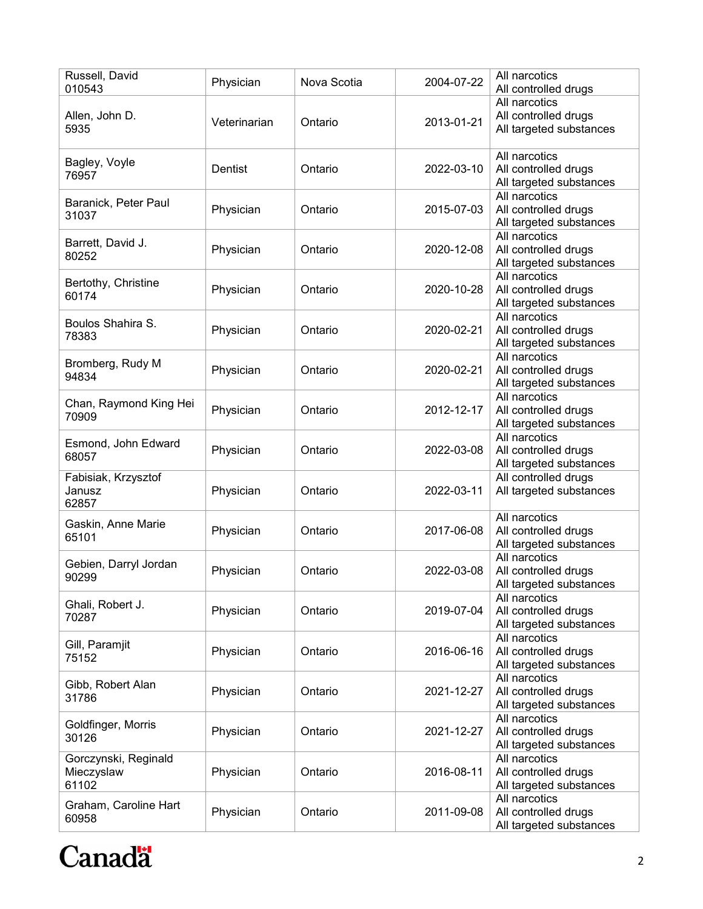| | | | | |
|---|---|---|---|---|
| Russell, David<br>010543 | Physician | Nova Scotia | 2004-07-22 | All narcotics<br>All controlled drugs |
| Allen, John D.<br>5935 | Veterinarian | Ontario | 2013-01-21 | All narcotics<br>All controlled drugs<br>All targeted substances |
| Bagley, Voyle<br>76957 | Dentist | Ontario | 2022-03-10 | All narcotics<br>All controlled drugs<br>All targeted substances |
| Baranick, Peter Paul<br>31037 | Physician | Ontario | 2015-07-03 | All narcotics<br>All controlled drugs<br>All targeted substances |
| Barrett, David J.<br>80252 | Physician | Ontario | 2020-12-08 | All narcotics<br>All controlled drugs<br>All targeted substances |
| Bertothy, Christine<br>60174 | Physician | Ontario | 2020-10-28 | All narcotics<br>All controlled drugs<br>All targeted substances |
| Boulos Shahira S.<br>78383 | Physician | Ontario | 2020-02-21 | All narcotics<br>All controlled drugs<br>All targeted substances |
| Bromberg, Rudy M<br>94834 | Physician | Ontario | 2020-02-21 | All narcotics<br>All controlled drugs<br>All targeted substances |
| Chan, Raymond King Hei<br>70909 | Physician | Ontario | 2012-12-17 | All narcotics<br>All controlled drugs<br>All targeted substances |
| Esmond, John Edward<br>68057 | Physician | Ontario | 2022-03-08 | All narcotics<br>All controlled drugs<br>All targeted substances |
| Fabisiak, Krzysztof Janusz<br>62857 | Physician | Ontario | 2022-03-11 | All controlled drugs<br>All targeted substances |
| Gaskin, Anne Marie<br>65101 | Physician | Ontario | 2017-06-08 | All narcotics<br>All controlled drugs<br>All targeted substances |
| Gebien, Darryl Jordan<br>90299 | Physician | Ontario | 2022-03-08 | All narcotics<br>All controlled drugs<br>All targeted substances |
| Ghali, Robert J.<br>70287 | Physician | Ontario | 2019-07-04 | All narcotics<br>All controlled drugs<br>All targeted substances |
| Gill, Paramjit<br>75152 | Physician | Ontario | 2016-06-16 | All narcotics<br>All controlled drugs<br>All targeted substances |
| Gibb, Robert Alan<br>31786 | Physician | Ontario | 2021-12-27 | All narcotics<br>All controlled drugs<br>All targeted substances |
| Goldfinger, Morris<br>30126 | Physician | Ontario | 2021-12-27 | All narcotics<br>All controlled drugs<br>All targeted substances |
| Gorczynski, Reginald Mieczyslaw<br>61102 | Physician | Ontario | 2016-08-11 | All narcotics<br>All controlled drugs<br>All targeted substances |
| Graham, Caroline Hart<br>60958 | Physician | Ontario | 2011-09-08 | All narcotics<br>All controlled drugs<br>All targeted substances |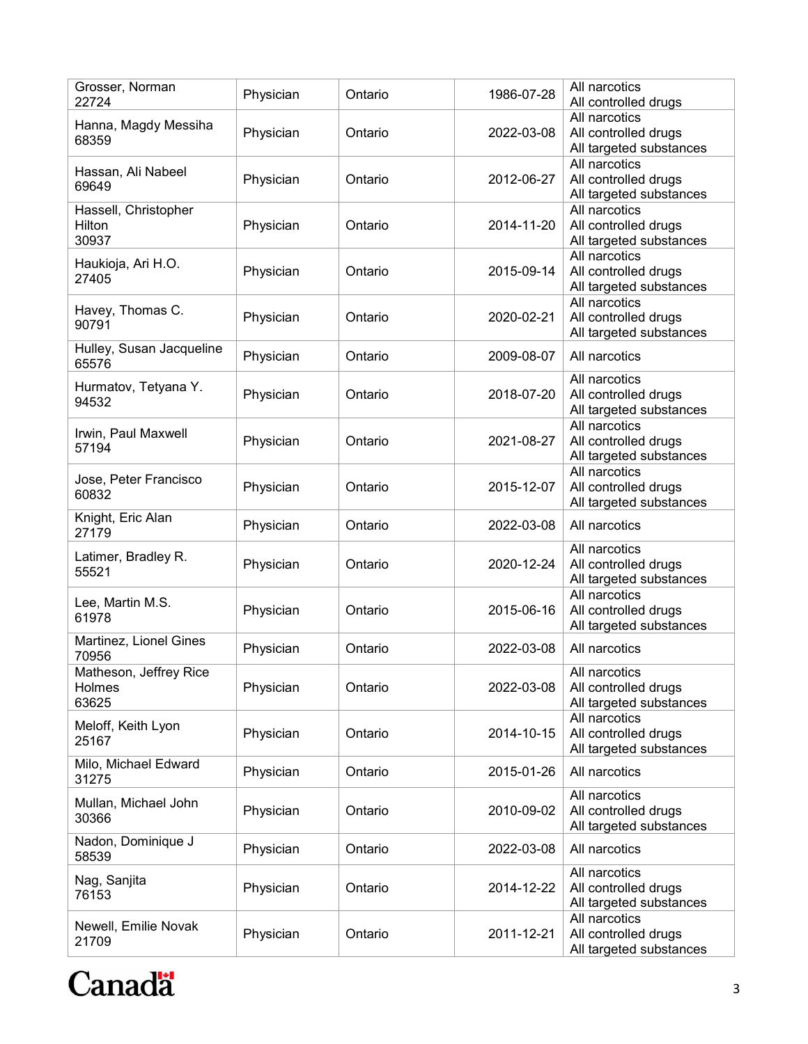| | | | | |
|---|---|---|---|---|
| Grosser, Norman 22724 | Physician | Ontario | 1986-07-28 | All narcotics All controlled drugs |
| Hanna, Magdy Messiha 68359 | Physician | Ontario | 2022-03-08 | All narcotics All controlled drugs All targeted substances |
| Hassan, Ali Nabeel 69649 | Physician | Ontario | 2012-06-27 | All narcotics All controlled drugs All targeted substances |
| Hassell, Christopher Hilton 30937 | Physician | Ontario | 2014-11-20 | All narcotics All controlled drugs All targeted substances |
| Haukioja, Ari H.O. 27405 | Physician | Ontario | 2015-09-14 | All narcotics All controlled drugs All targeted substances |
| Havey, Thomas C. 90791 | Physician | Ontario | 2020-02-21 | All narcotics All controlled drugs All targeted substances |
| Hulley, Susan Jacqueline 65576 | Physician | Ontario | 2009-08-07 | All narcotics |
| Hurmatov, Tetyana Y. 94532 | Physician | Ontario | 2018-07-20 | All narcotics All controlled drugs All targeted substances |
| Irwin, Paul Maxwell 57194 | Physician | Ontario | 2021-08-27 | All narcotics All controlled drugs All targeted substances |
| Jose, Peter Francisco 60832 | Physician | Ontario | 2015-12-07 | All narcotics All controlled drugs All targeted substances |
| Knight, Eric Alan 27179 | Physician | Ontario | 2022-03-08 | All narcotics |
| Latimer, Bradley R. 55521 | Physician | Ontario | 2020-12-24 | All narcotics All controlled drugs All targeted substances |
| Lee, Martin M.S. 61978 | Physician | Ontario | 2015-06-16 | All narcotics All controlled drugs All targeted substances |
| Martinez, Lionel Gines 70956 | Physician | Ontario | 2022-03-08 | All narcotics |
| Matheson, Jeffrey Rice Holmes 63625 | Physician | Ontario | 2022-03-08 | All narcotics All controlled drugs All targeted substances |
| Meloff, Keith Lyon 25167 | Physician | Ontario | 2014-10-15 | All narcotics All controlled drugs All targeted substances |
| Milo, Michael Edward 31275 | Physician | Ontario | 2015-01-26 | All narcotics |
| Mullan, Michael John 30366 | Physician | Ontario | 2010-09-02 | All narcotics All controlled drugs All targeted substances |
| Nadon, Dominique J 58539 | Physician | Ontario | 2022-03-08 | All narcotics |
| Nag, Sanjita 76153 | Physician | Ontario | 2014-12-22 | All narcotics All controlled drugs All targeted substances |
| Newell, Emilie Novak 21709 | Physician | Ontario | 2011-12-21 | All narcotics All controlled drugs All targeted substances |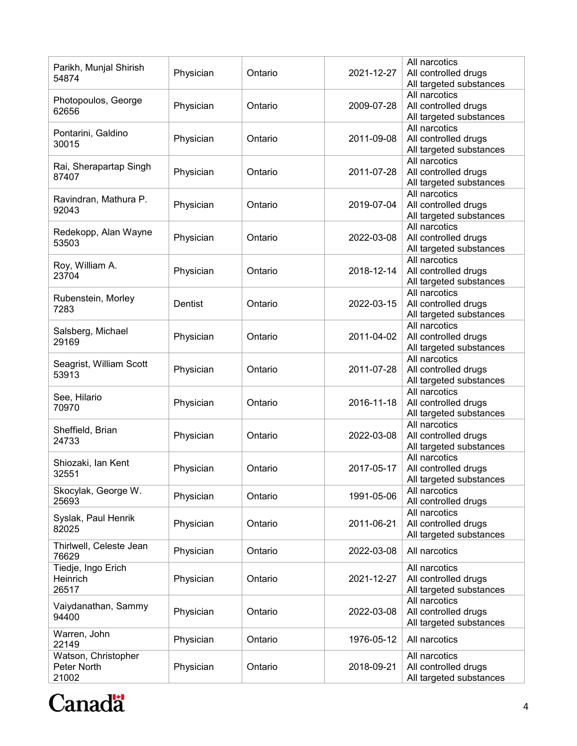| | | | | |
|---|---|---|---|---|
| Parikh, Munjal Shirish 54874 | Physician | Ontario | 2021-12-27 | All narcotics All controlled drugs All targeted substances |
| Photopoulos, George 62656 | Physician | Ontario | 2009-07-28 | All narcotics All controlled drugs All targeted substances |
| Pontarini, Galdino 30015 | Physician | Ontario | 2011-09-08 | All narcotics All controlled drugs All targeted substances |
| Rai, Sherapartap Singh 87407 | Physician | Ontario | 2011-07-28 | All narcotics All controlled drugs All targeted substances |
| Ravindran, Mathura P. 92043 | Physician | Ontario | 2019-07-04 | All narcotics All controlled drugs All targeted substances |
| Redekopp, Alan Wayne 53503 | Physician | Ontario | 2022-03-08 | All narcotics All controlled drugs All targeted substances |
| Roy, William A. 23704 | Physician | Ontario | 2018-12-14 | All narcotics All controlled drugs All targeted substances |
| Rubenstein, Morley 7283 | Dentist | Ontario | 2022-03-15 | All narcotics All controlled drugs All targeted substances |
| Salsberg, Michael 29169 | Physician | Ontario | 2011-04-02 | All narcotics All controlled drugs All targeted substances |
| Seagrist, William Scott 53913 | Physician | Ontario | 2011-07-28 | All narcotics All controlled drugs All targeted substances |
| See, Hilario 70970 | Physician | Ontario | 2016-11-18 | All narcotics All controlled drugs All targeted substances |
| Sheffield, Brian 24733 | Physician | Ontario | 2022-03-08 | All narcotics All controlled drugs All targeted substances |
| Shiozaki, Ian Kent 32551 | Physician | Ontario | 2017-05-17 | All narcotics All controlled drugs All targeted substances |
| Skocylak, George W. 25693 | Physician | Ontario | 1991-05-06 | All narcotics All controlled drugs |
| Syslak, Paul Henrik 82025 | Physician | Ontario | 2011-06-21 | All narcotics All controlled drugs All targeted substances |
| Thirlwell, Celeste Jean 76629 | Physician | Ontario | 2022-03-08 | All narcotics |
| Tiedje, Ingo Erich Heinrich 26517 | Physician | Ontario | 2021-12-27 | All narcotics All controlled drugs All targeted substances |
| Vaiydanathan, Sammy 94400 | Physician | Ontario | 2022-03-08 | All narcotics All controlled drugs All targeted substances |
| Warren, John 22149 | Physician | Ontario | 1976-05-12 | All narcotics |
| Watson, Christopher Peter North 21002 | Physician | Ontario | 2018-09-21 | All narcotics All controlled drugs All targeted substances |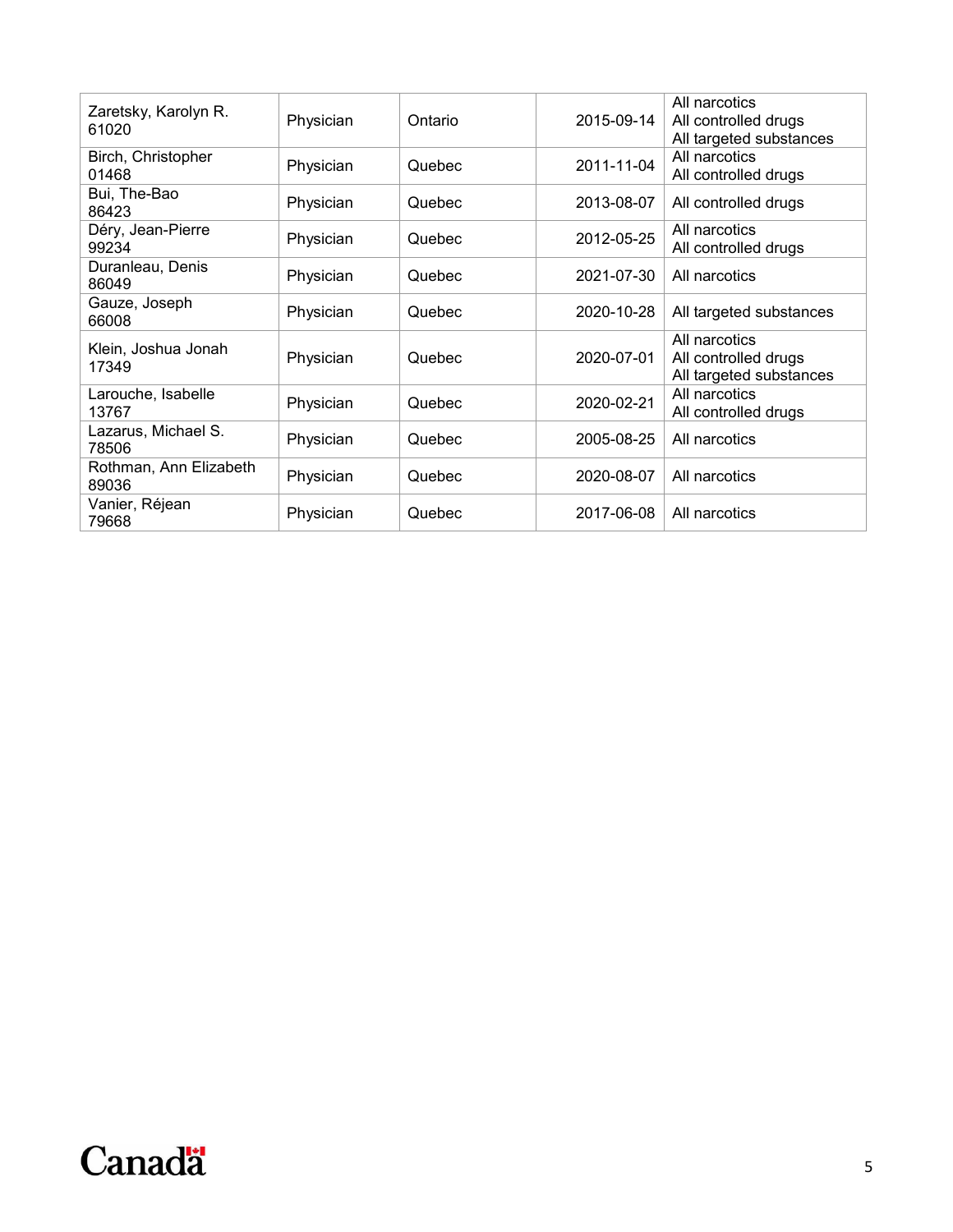| | | | | |
|---|---|---|---|---|
| Zaretsky, Karolyn R.<br>61020 | Physician | Ontario | 2015-09-14 | All narcotics<br>All controlled drugs<br>All targeted substances |
| Birch, Christopher<br>01468 | Physician | Quebec | 2011-11-04 | All narcotics<br>All controlled drugs |
| Bui, The-Bao<br>86423 | Physician | Quebec | 2013-08-07 | All controlled drugs |
| Déry, Jean-Pierre<br>99234 | Physician | Quebec | 2012-05-25 | All narcotics<br>All controlled drugs |
| Duranleau, Denis<br>86049 | Physician | Quebec | 2021-07-30 | All narcotics |
| Gauze, Joseph<br>66008 | Physician | Quebec | 2020-10-28 | All targeted substances |
| Klein, Joshua Jonah<br>17349 | Physician | Quebec | 2020-07-01 | All narcotics<br>All controlled drugs<br>All targeted substances |
| Larouche, Isabelle<br>13767 | Physician | Quebec | 2020-02-21 | All narcotics<br>All controlled drugs |
| Lazarus, Michael S.<br>78506 | Physician | Quebec | 2005-08-25 | All narcotics |
| Rothman, Ann Elizabeth<br>89036 | Physician | Quebec | 2020-08-07 | All narcotics |
| Vanier, Réjean<br>79668 | Physician | Quebec | 2017-06-08 | All narcotics |

Canada